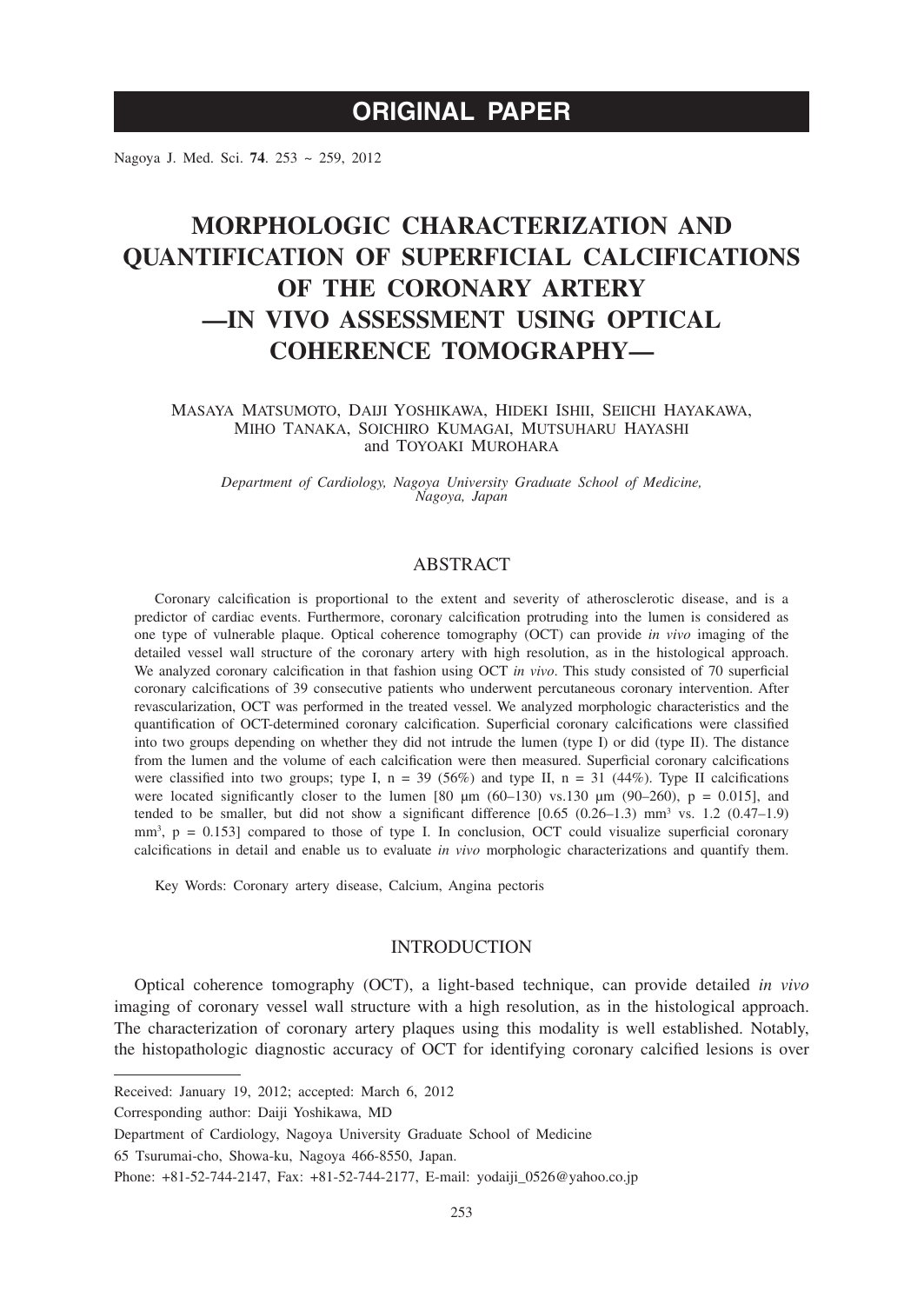# ORIGINAL PAPER

Nagoya J. Med. Sci. **74**. 253 ~ 259, 2012

# MORPHOLOGIC CHARACTERIZATION AND QUANTIFICATION OF SUPERFICIAL CALCIFICATIONS OF THE CORONARY ARTERY —IN VIVO ASSESSMENT USING OPTICAL COHERENCE TOMOGRAPHY—

Masaya Matsumoto, Daiji Yoshikawa, Hideki Ishii, Seiichi Hayakawa, Miho Tanaka, Soichiro Kumagai, Mutsuharu Hayashi and Toyoaki Murohara

*Department of Cardiology, Nagoya University Graduate School of Medicine, Nagoya, Japan*

## ABSTRACT

Coronary calcification is proportional to the extent and severity of atherosclerotic disease, and is a predictor of cardiac events. Furthermore, coronary calcification protruding into the lumen is considered as one type of vulnerable plaque. Optical coherence tomography (OCT) can provide *in vivo* imaging of the detailed vessel wall structure of the coronary artery with high resolution, as in the histological approach. We analyzed coronary calcification in that fashion using OCT *in vivo*. This study consisted of 70 superficial coronary calcifications of 39 consecutive patients who underwent percutaneous coronary intervention. After revascularization, OCT was performed in the treated vessel. We analyzed morphologic characteristics and the quantification of OCT-determined coronary calcification. Superficial coronary calcifications were classified into two groups depending on whether they did not intrude the lumen (type I) or did (type II). The distance from the lumen and the volume of each calcification were then measured. Superficial coronary calcifications were classified into two groups; type I, n = 39 (56%) and type II, n = 31 (44%). Type II calcifications were located significantly closer to the lumen [80 μm (60–130) vs.130 μm (90–260), p = 0.015], and tended to be smaller, but did not show a significant difference [0.65 (0.26–1.3) mm$^3$ vs. 1.2 (0.47–1.9) mm$^3$, p = 0.153] compared to those of type I. In conclusion, OCT could visualize superficial coronary calcifications in detail and enable us to evaluate *in vivo* morphologic characterizations and quantify them.

Key Words: Coronary artery disease, Calcium, Angina pectoris

## INTRODUCTION

Optical coherence tomography (OCT), a light-based technique, can provide detailed *in vivo* imaging of coronary vessel wall structure with a high resolution, as in the histological approach. The characterization of coronary artery plaques using this modality is well established. Notably, the histopathologic diagnostic accuracy of OCT for identifying coronary calcified lesions is over

---

Received: January 19, 2012; accepted: March 6, 2012

Corresponding author: Daiji Yoshikawa, MD

Department of Cardiology, Nagoya University Graduate School of Medicine

65 Tsurumai-cho, Showa-ku, Nagoya 466-8550, Japan.

Phone: +81-52-744-2147, Fax: +81-52-744-2177, E-mail: yodaiji_0526@yahoo.co.jp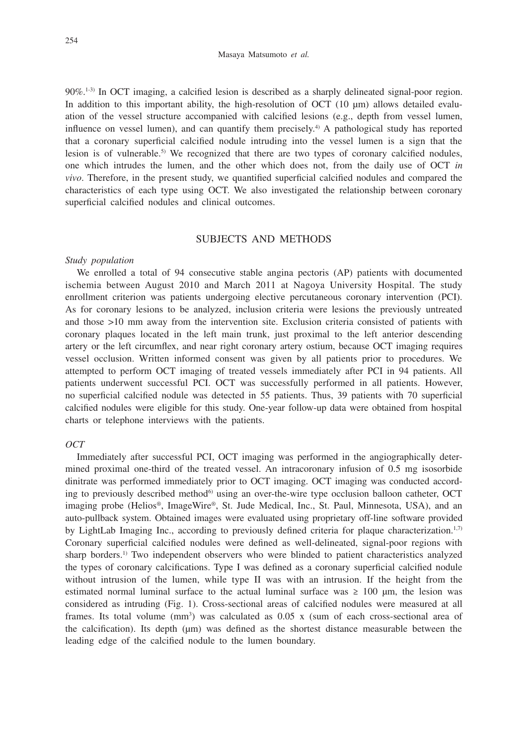90%.[1-3] In OCT imaging, a calcified lesion is described as a sharply delineated signal-poor region. In addition to this important ability, the high-resolution of OCT (10 μm) allows detailed evaluation of the vessel structure accompanied with calcified lesions (e.g., depth from vessel lumen, influence on vessel lumen), and can quantify them precisely.[4] A pathological study has reported that a coronary superficial calcified nodule intruding into the vessel lumen is a sign that the lesion is of vulnerable.[5] We recognized that there are two types of coronary calcified nodules, one which intrudes the lumen, and the other which does not, from the daily use of OCT *in vivo*. Therefore, in the present study, we quantified superficial calcified nodules and compared the characteristics of each type using OCT. We also investigated the relationship between coronary superficial calcified nodules and clinical outcomes.

## SUBJECTS AND METHODS

### *Study population*

We enrolled a total of 94 consecutive stable angina pectoris (AP) patients with documented ischemia between August 2010 and March 2011 at Nagoya University Hospital. The study enrollment criterion was patients undergoing elective percutaneous coronary intervention (PCI). As for coronary lesions to be analyzed, inclusion criteria were lesions the previously untreated and those >10 mm away from the intervention site. Exclusion criteria consisted of patients with coronary plaques located in the left main trunk, just proximal to the left anterior descending artery or the left circumflex, and near right coronary artery ostium, because OCT imaging requires vessel occlusion. Written informed consent was given by all patients prior to procedures. We attempted to perform OCT imaging of treated vessels immediately after PCI in 94 patients. All patients underwent successful PCI. OCT was successfully performed in all patients. However, no superficial calcified nodule was detected in 55 patients. Thus, 39 patients with 70 superficial calcified nodules were eligible for this study. One-year follow-up data were obtained from hospital charts or telephone interviews with the patients.

### *OCT*

Immediately after successful PCI, OCT imaging was performed in the angiographically determined proximal one-third of the treated vessel. An intracoronary infusion of 0.5 mg isosorbide dinitrate was performed immediately prior to OCT imaging. OCT imaging was conducted according to previously described method[6] using an over-the-wire type occlusion balloon catheter, OCT imaging probe (Helios®, ImageWire®, St. Jude Medical, Inc., St. Paul, Minnesota, USA), and an auto-pullback system. Obtained images were evaluated using proprietary off-line software provided by LightLab Imaging Inc., according to previously defined criteria for plaque characterization.[1,7] Coronary superficial calcified nodules were defined as well-delineated, signal-poor regions with sharp borders.[1] Two independent observers who were blinded to patient characteristics analyzed the types of coronary calcifications. Type I was defined as a coronary superficial calcified nodule without intrusion of the lumen, while type II was with an intrusion. If the height from the estimated normal luminal surface to the actual luminal surface was ≥ 100 μm, the lesion was considered as intruding (Fig. 1). Cross-sectional areas of calcified nodules were measured at all frames. Its total volume ($mm^3$) was calculated as 0.05 x (sum of each cross-sectional area of the calcification). Its depth (μm) was defined as the shortest distance measurable between the leading edge of the calcified nodule to the lumen boundary.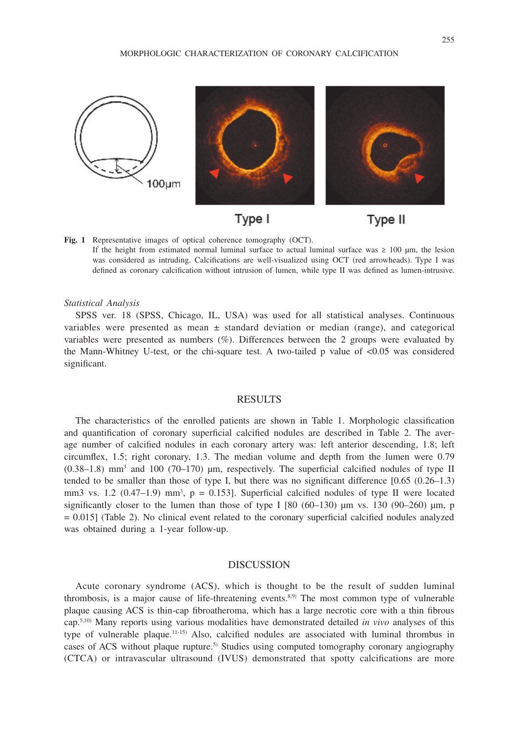Type I

Type II

**Fig. 1** Representative images of optical coherence tomography (OCT).
If the height from estimated normal luminal surface to actual luminal surface was ≥ 100 μm, the lesion was considered as intruding. Calcifications are well-visualized using OCT (red arrowheads). Type I was defined as coronary calcification without intrusion of lumen, while type II was defined as lumen-intrusive.

*Statistical Analysis*

SPSS ver. 18 (SPSS, Chicago, IL, USA) was used for all statistical analyses. Continuous variables were presented as mean ± standard deviation or median (range), and categorical variables were presented as numbers (%). Differences between the 2 groups were evaluated by the Mann-Whitney U-test, or the chi-square test. A two-tailed p value of <0.05 was considered significant.

## RESULTS

The characteristics of the enrolled patients are shown in Table 1. Morphologic classification and quantification of coronary superficial calcified nodules are described in Table 2. The average number of calcified nodules in each coronary artery was: left anterior descending, 1.8; left circumflex, 1.5; right coronary, 1.3. The median volume and depth from the lumen were 0.79 (0.38–1.8) $mm^3$ and 100 (70–170) μm, respectively. The superficial calcified nodules of type II tended to be smaller than those of type I, but there was no significant difference [0.65 (0.26–1.3) mm3 vs. 1.2 (0.47–1.9) $mm^3$, p = 0.153]. Superficial calcified nodules of type II were located significantly closer to the lumen than those of type I [80 (60–130) μm vs. 130 (90–260) μm, p = 0.015] (Table 2). No clinical event related to the coronary superficial calcified nodules analyzed was obtained during a 1-year follow-up.

## DISCUSSION

Acute coronary syndrome (ACS), which is thought to be the result of sudden luminal thrombosis, is a major cause of life-threatening events.[8,9] The most common type of vulnerable plaque causing ACS is thin-cap fibroatheroma, which has a large necrotic core with a thin fibrous cap.[5,10] Many reports using various modalities have demonstrated detailed *in vivo* analyses of this type of vulnerable plaque.[11-15] Also, calcified nodules are associated with luminal thrombus in cases of ACS without plaque rupture.[5] Studies using computed tomography coronary angiography (CTCA) or intravascular ultrasound (IVUS) demonstrated that spotty calcifications are more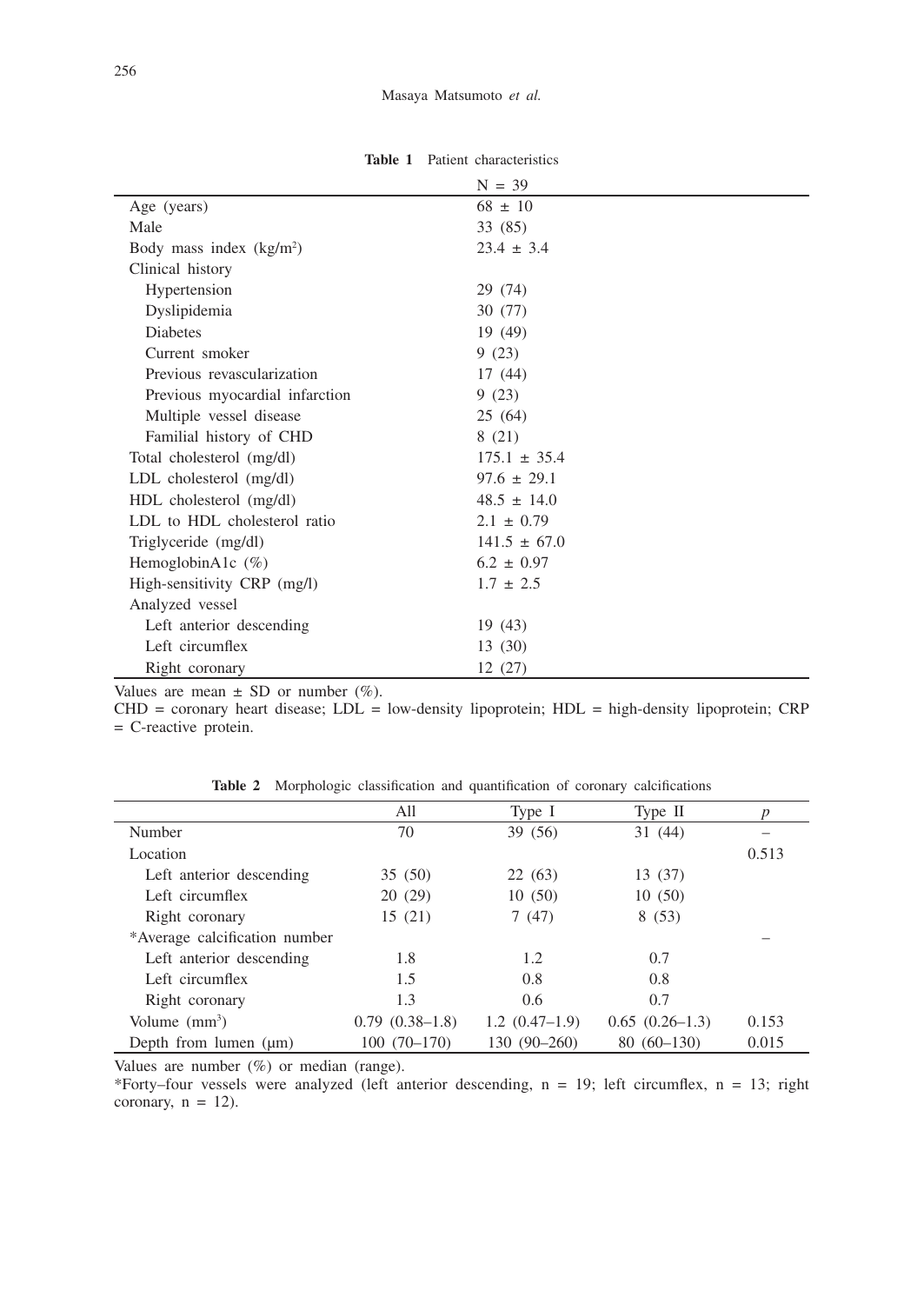**Table 1** Patient characteristics

| | N = 39 |
|---|---|
| Age (years) | 68 ± 10 |
| Male | 33 (85) |
| Body mass index (kg/m²) | 23.4 ± 3.4 |
| Clinical history | |
| Hypertension | 29 (74) |
| Dyslipidemia | 30 (77) |
| Diabetes | 19 (49) |
| Current smoker | 9 (23) |
| Previous revascularization | 17 (44) |
| Previous myocardial infarction | 9 (23) |
| Multiple vessel disease | 25 (64) |
| Familial history of CHD | 8 (21) |
| Total cholesterol (mg/dl) | 175.1 ± 35.4 |
| LDL cholesterol (mg/dl) | 97.6 ± 29.1 |
| HDL cholesterol (mg/dl) | 48.5 ± 14.0 |
| LDL to HDL cholesterol ratio | 2.1 ± 0.79 |
| Triglyceride (mg/dl) | 141.5 ± 67.0 |
| HemoglobinA1c (%) | 6.2 ± 0.97 |
| High-sensitivity CRP (mg/l) | 1.7 ± 2.5 |
| Analyzed vessel | |
| Left anterior descending | 19 (43) |
| Left circumflex | 13 (30) |
| Right coronary | 12 (27) |

Values are mean ± SD or number (%).
CHD = coronary heart disease; LDL = low-density lipoprotein; HDL = high-density lipoprotein; CRP = C-reactive protein.

**Table 2** Morphologic classification and quantification of coronary calcifications

| | All | Type I | Type II | *p* |
|---|---|---|---|---|
| Number | 70 | 39 (56) | 31 (44) | – |
| Location | | | | 0.513 |
| Left anterior descending | 35 (50) | 22 (63) | 13 (37) | |
| Left circumflex | 20 (29) | 10 (50) | 10 (50) | |
| Right coronary | 15 (21) | 7 (47) | 8 (53) | |
| *Average calcification number | | | | – |
| Left anterior descending | 1.8 | 1.2 | 0.7 | |
| Left circumflex | 1.5 | 0.8 | 0.8 | |
| Right coronary | 1.3 | 0.6 | 0.7 | |
| Volume (mm³) | 0.79 (0.38–1.8) | 1.2 (0.47–1.9) | 0.65 (0.26–1.3) | 0.153 |
| Depth from lumen (μm) | 100 (70–170) | 130 (90–260) | 80 (60–130) | 0.015 |

Values are number (%) or median (range).
*Forty–four vessels were analyzed (left anterior descending, n = 19; left circumflex, n = 13; right coronary, n = 12).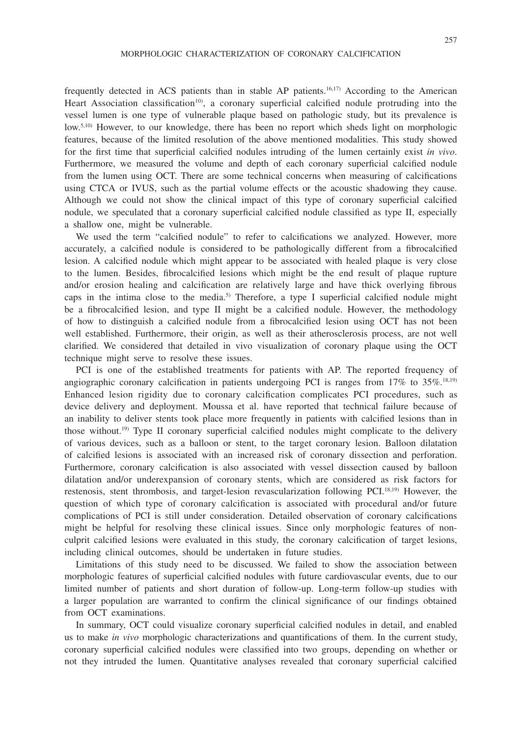frequently detected in ACS patients than in stable AP patients.[16,17] According to the American Heart Association classification[10], a coronary superficial calcified nodule protruding into the vessel lumen is one type of vulnerable plaque based on pathologic study, but its prevalence is low.[5,10] However, to our knowledge, there has been no report which sheds light on morphologic features, because of the limited resolution of the above mentioned modalities. This study showed for the first time that superficial calcified nodules intruding of the lumen certainly exist *in vivo*. Furthermore, we measured the volume and depth of each coronary superficial calcified nodule from the lumen using OCT. There are some technical concerns when measuring of calcifications using CTCA or IVUS, such as the partial volume effects or the acoustic shadowing they cause. Although we could not show the clinical impact of this type of coronary superficial calcified nodule, we speculated that a coronary superficial calcified nodule classified as type II, especially a shallow one, might be vulnerable.

We used the term "calcified nodule" to refer to calcifications we analyzed. However, more accurately, a calcified nodule is considered to be pathologically different from a fibrocalcified lesion. A calcified nodule which might appear to be associated with healed plaque is very close to the lumen. Besides, fibrocalcified lesions which might be the end result of plaque rupture and/or erosion healing and calcification are relatively large and have thick overlying fibrous caps in the intima close to the media.[5] Therefore, a type I superficial calcified nodule might be a fibrocalcified lesion, and type II might be a calcified nodule. However, the methodology of how to distinguish a calcified nodule from a fibrocalcified lesion using OCT has not been well established. Furthermore, their origin, as well as their atherosclerosis process, are not well clarified. We considered that detailed in vivo visualization of coronary plaque using the OCT technique might serve to resolve these issues.

PCI is one of the established treatments for patients with AP. The reported frequency of angiographic coronary calcification in patients undergoing PCI is ranges from 17% to 35%.[18,19] Enhanced lesion rigidity due to coronary calcification complicates PCI procedures, such as device delivery and deployment. Moussa et al. have reported that technical failure because of an inability to deliver stents took place more frequently in patients with calcified lesions than in those without.[19] Type II coronary superficial calcified nodules might complicate to the delivery of various devices, such as a balloon or stent, to the target coronary lesion. Balloon dilatation of calcified lesions is associated with an increased risk of coronary dissection and perforation. Furthermore, coronary calcification is also associated with vessel dissection caused by balloon dilatation and/or underexpansion of coronary stents, which are considered as risk factors for restenosis, stent thrombosis, and target-lesion revascularization following PCI.[18,19] However, the question of which type of coronary calcification is associated with procedural and/or future complications of PCI is still under consideration. Detailed observation of coronary calcifications might be helpful for resolving these clinical issues. Since only morphologic features of non-culprit calcified lesions were evaluated in this study, the coronary calcification of target lesions, including clinical outcomes, should be undertaken in future studies.

Limitations of this study need to be discussed. We failed to show the association between morphologic features of superficial calcified nodules with future cardiovascular events, due to our limited number of patients and short duration of follow-up. Long-term follow-up studies with a larger population are warranted to confirm the clinical significance of our findings obtained from OCT examinations.

In summary, OCT could visualize coronary superficial calcified nodules in detail, and enabled us to make *in vivo* morphologic characterizations and quantifications of them. In the current study, coronary superficial calcified nodules were classified into two groups, depending on whether or not they intruded the lumen. Quantitative analyses revealed that coronary superficial calcified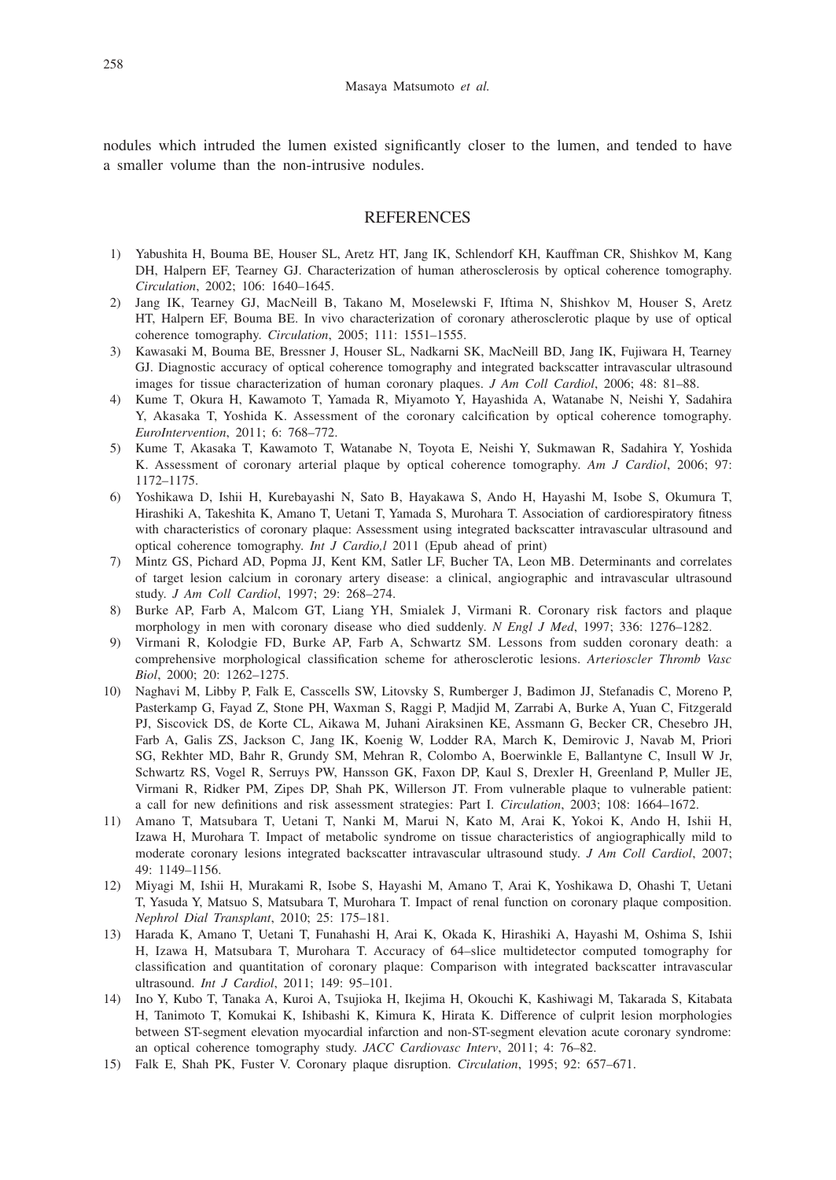nodules which intruded the lumen existed significantly closer to the lumen, and tended to have a smaller volume than the non-intrusive nodules.

## REFERENCES

1) Yabushita H, Bouma BE, Houser SL, Aretz HT, Jang IK, Schlendorf KH, Kauffman CR, Shishkov M, Kang DH, Halpern EF, Tearney GJ. Characterization of human atherosclerosis by optical coherence tomography. *Circulation*, 2002; 106: 1640–1645.
2) Jang IK, Tearney GJ, MacNeill B, Takano M, Moselewski F, Iftima N, Shishkov M, Houser S, Aretz HT, Halpern EF, Bouma BE. In vivo characterization of coronary atherosclerotic plaque by use of optical coherence tomography. *Circulation*, 2005; 111: 1551–1555.
3) Kawasaki M, Bouma BE, Bressner J, Houser SL, Nadkarni SK, MacNeill BD, Jang IK, Fujiwara H, Tearney GJ. Diagnostic accuracy of optical coherence tomography and integrated backscatter intravascular ultrasound images for tissue characterization of human coronary plaques. *J Am Coll Cardiol*, 2006; 48: 81–88.
4) Kume T, Okura H, Kawamoto T, Yamada R, Miyamoto Y, Hayashida A, Watanabe N, Neishi Y, Sadahira Y, Akasaka T, Yoshida K. Assessment of the coronary calcification by optical coherence tomography. *EuroIntervention*, 2011; 6: 768–772.
5) Kume T, Akasaka T, Kawamoto T, Watanabe N, Toyota E, Neishi Y, Sukmawan R, Sadahira Y, Yoshida K. Assessment of coronary arterial plaque by optical coherence tomography. *Am J Cardiol*, 2006; 97: 1172–1175.
6) Yoshikawa D, Ishii H, Kurebayashi N, Sato B, Hayakawa S, Ando H, Hayashi M, Isobe S, Okumura T, Hirashiki A, Takeshita K, Amano T, Uetani T, Yamada S, Murohara T. Association of cardiorespiratory fitness with characteristics of coronary plaque: Assessment using integrated backscatter intravascular ultrasound and optical coherence tomography. *Int J Cardio,l* 2011 (Epub ahead of print)
7) Mintz GS, Pichard AD, Popma JJ, Kent KM, Satler LF, Bucher TA, Leon MB. Determinants and correlates of target lesion calcium in coronary artery disease: a clinical, angiographic and intravascular ultrasound study. *J Am Coll Cardiol*, 1997; 29: 268–274.
8) Burke AP, Farb A, Malcom GT, Liang YH, Smialek J, Virmani R. Coronary risk factors and plaque morphology in men with coronary disease who died suddenly. *N Engl J Med*, 1997; 336: 1276–1282.
9) Virmani R, Kolodgie FD, Burke AP, Farb A, Schwartz SM. Lessons from sudden coronary death: a comprehensive morphological classification scheme for atherosclerotic lesions. *Arterioscler Thromb Vasc Biol*, 2000; 20: 1262–1275.
10) Naghavi M, Libby P, Falk E, Casscells SW, Litovsky S, Rumberger J, Badimon JJ, Stefanadis C, Moreno P, Pasterkamp G, Fayad Z, Stone PH, Waxman S, Raggi P, Madjid M, Zarrabi A, Burke A, Yuan C, Fitzgerald PJ, Siscovick DS, de Korte CL, Aikawa M, Juhani Airaksinen KE, Assmann G, Becker CR, Chesebro JH, Farb A, Galis ZS, Jackson C, Jang IK, Koenig W, Lodder RA, March K, Demirovic J, Navab M, Priori SG, Rekhter MD, Bahr R, Grundy SM, Mehran R, Colombo A, Boerwinkle E, Ballantyne C, Insull W Jr, Schwartz RS, Vogel R, Serruys PW, Hansson GK, Faxon DP, Kaul S, Drexler H, Greenland P, Muller JE, Virmani R, Ridker PM, Zipes DP, Shah PK, Willerson JT. From vulnerable plaque to vulnerable patient: a call for new definitions and risk assessment strategies: Part I. *Circulation*, 2003; 108: 1664–1672.
11) Amano T, Matsubara T, Uetani T, Nanki M, Marui N, Kato M, Arai K, Yokoi K, Ando H, Ishii H, Izawa H, Murohara T. Impact of metabolic syndrome on tissue characteristics of angiographically mild to moderate coronary lesions integrated backscatter intravascular ultrasound study. *J Am Coll Cardiol*, 2007; 49: 1149–1156.
12) Miyagi M, Ishii H, Murakami R, Isobe S, Hayashi M, Amano T, Arai K, Yoshikawa D, Ohashi T, Uetani T, Yasuda Y, Matsuo S, Matsubara T, Murohara T. Impact of renal function on coronary plaque composition. *Nephrol Dial Transplant*, 2010; 25: 175–181.
13) Harada K, Amano T, Uetani T, Funahashi H, Arai K, Okada K, Hirashiki A, Hayashi M, Oshima S, Ishii H, Izawa H, Matsubara T, Murohara T. Accuracy of 64–slice multidetector computed tomography for classification and quantitation of coronary plaque: Comparison with integrated backscatter intravascular ultrasound. *Int J Cardiol*, 2011; 149: 95–101.
14) Ino Y, Kubo T, Tanaka A, Kuroi A, Tsujioka H, Ikejima H, Okouchi K, Kashiwagi M, Takarada S, Kitabata H, Tanimoto T, Komukai K, Ishibashi K, Kimura K, Hirata K. Difference of culprit lesion morphologies between ST-segment elevation myocardial infarction and non-ST-segment elevation acute coronary syndrome: an optical coherence tomography study. *JACC Cardiovasc Interv*, 2011; 4: 76–82.
15) Falk E, Shah PK, Fuster V. Coronary plaque disruption. *Circulation*, 1995; 92: 657–671.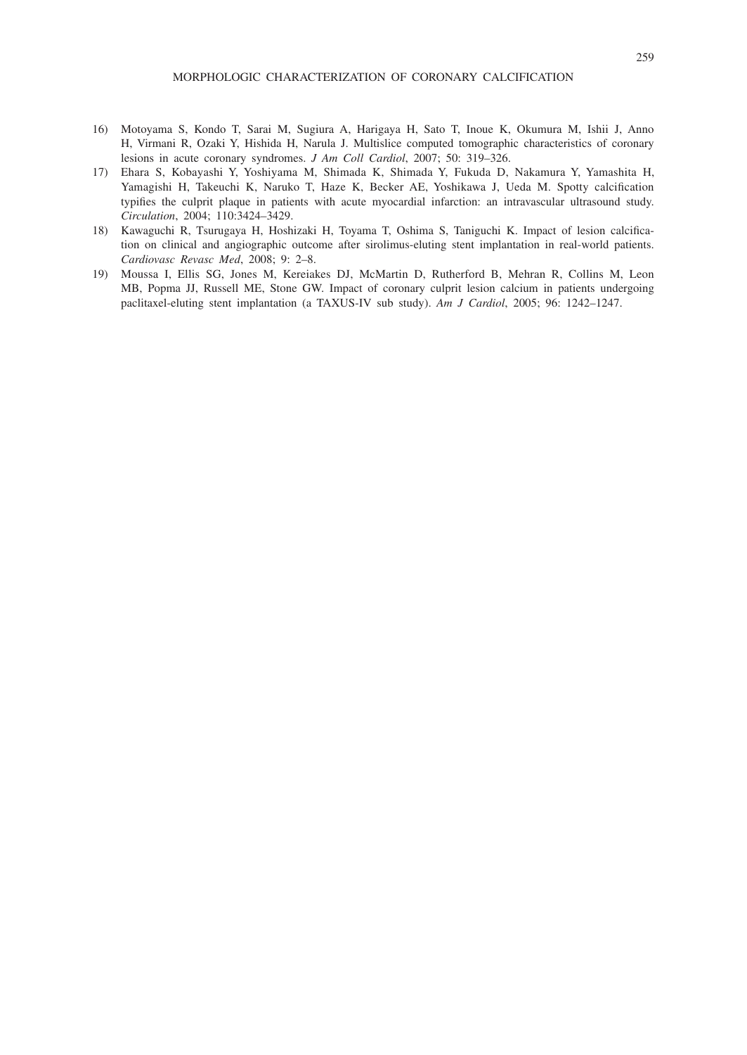16) Motoyama S, Kondo T, Sarai M, Sugiura A, Harigaya H, Sato T, Inoue K, Okumura M, Ishii J, Anno H, Virmani R, Ozaki Y, Hishida H, Narula J. Multislice computed tomographic characteristics of coronary lesions in acute coronary syndromes. *J Am Coll Cardiol*, 2007; 50: 319–326.
17) Ehara S, Kobayashi Y, Yoshiyama M, Shimada K, Shimada Y, Fukuda D, Nakamura Y, Yamashita H, Yamagishi H, Takeuchi K, Naruko T, Haze K, Becker AE, Yoshikawa J, Ueda M. Spotty calcification typifies the culprit plaque in patients with acute myocardial infarction: an intravascular ultrasound study. *Circulation*, 2004; 110:3424–3429.
18) Kawaguchi R, Tsurugaya H, Hoshizaki H, Toyama T, Oshima S, Taniguchi K. Impact of lesion calcification on clinical and angiographic outcome after sirolimus-eluting stent implantation in real-world patients. *Cardiovasc Revasc Med*, 2008; 9: 2–8.
19) Moussa I, Ellis SG, Jones M, Kereiakes DJ, McMartin D, Rutherford B, Mehran R, Collins M, Leon MB, Popma JJ, Russell ME, Stone GW. Impact of coronary culprit lesion calcium in patients undergoing paclitaxel-eluting stent implantation (a TAXUS-IV sub study). *Am J Cardiol*, 2005; 96: 1242–1247.